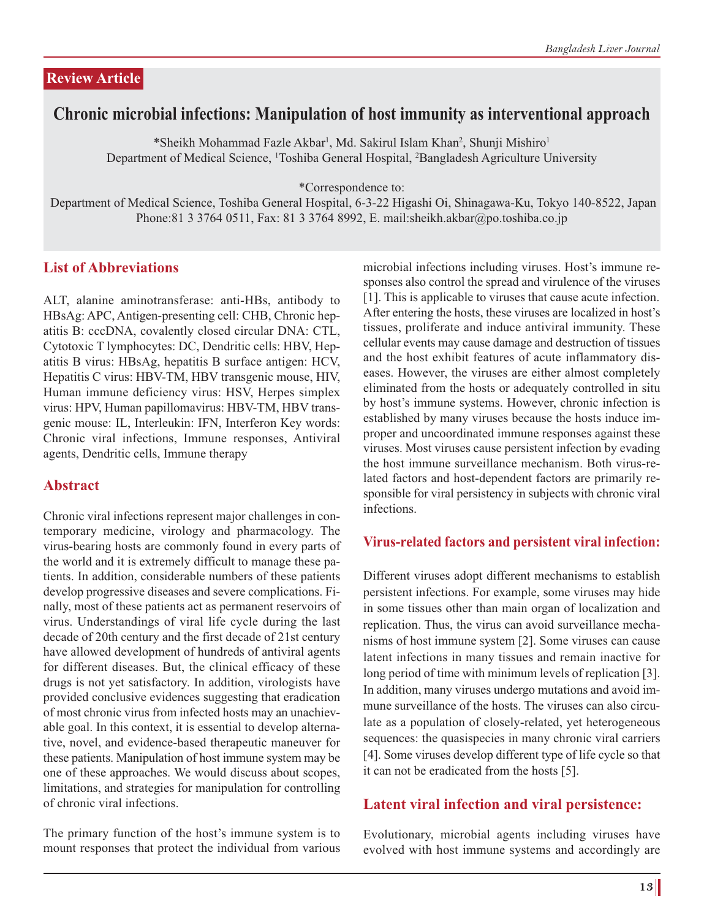**Review Article**

# Chronic microbial infections: Manipulation of host immunity as interventional approach

*Sheikh Mohammad Fazle Akbar[1], Md. Sakirul Islam Khan[2], Shunji Mishiro[1]
Department of Medical Science, [1]Toshiba General Hospital, [2]Bangladesh Agriculture University

*Correspondence to:
Department of Medical Science, Toshiba General Hospital, 6-3-22 Higashi Oi, Shinagawa-Ku, Tokyo 140-8522, Japan
Phone:81 3 3764 0511, Fax: 81 3 3764 8992, E. mail:sheikh.akbar@po.toshiba.co.jp

## List of Abbreviations

ALT, alanine aminotransferase: anti-HBs, antibody to HBsAg: APC, Antigen-presenting cell: CHB, Chronic hepatitis B: cccDNA, covalently closed circular DNA: CTL, Cytotoxic T lymphocytes: DC, Dendritic cells: HBV, Hepatitis B virus: HBsAg, hepatitis B surface antigen: HCV, Hepatitis C virus: HBV-TM, HBV transgenic mouse, HIV, Human immune deficiency virus: HSV, Herpes simplex virus: HPV, Human papillomavirus: HBV-TM, HBV transgenic mouse: IL, Interleukin: IFN, Interferon Key words: Chronic viral infections, Immune responses, Antiviral agents, Dendritic cells, Immune therapy

## Abstract

Chronic viral infections represent major challenges in contemporary medicine, virology and pharmacology. The virus-bearing hosts are commonly found in every parts of the world and it is extremely difficult to manage these patients. In addition, considerable numbers of these patients develop progressive diseases and severe complications. Finally, most of these patients act as permanent reservoirs of virus. Understandings of viral life cycle during the last decade of 20th century and the first decade of 21st century have allowed development of hundreds of antiviral agents for different diseases. But, the clinical efficacy of these drugs is not yet satisfactory. In addition, virologists have provided conclusive evidences suggesting that eradication of most chronic virus from infected hosts may an unachievable goal. In this context, it is essential to develop alternative, novel, and evidence-based therapeutic maneuver for these patients. Manipulation of host immune system may be one of these approaches. We would discuss about scopes, limitations, and strategies for manipulation for controlling of chronic viral infections.

The primary function of the host's immune system is to mount responses that protect the individual from various microbial infections including viruses. Host's immune responses also control the spread and virulence of the viruses [1]. This is applicable to viruses that cause acute infection. After entering the hosts, these viruses are localized in host's tissues, proliferate and induce antiviral immunity. These cellular events may cause damage and destruction of tissues and the host exhibit features of acute inflammatory diseases. However, the viruses are either almost completely eliminated from the hosts or adequately controlled in situ by host's immune systems. However, chronic infection is established by many viruses because the hosts induce improper and uncoordinated immune responses against these viruses. Most viruses cause persistent infection by evading the host immune surveillance mechanism. Both virus-related factors and host-dependent factors are primarily responsible for viral persistency in subjects with chronic viral infections.

## Virus-related factors and persistent viral infection:

Different viruses adopt different mechanisms to establish persistent infections. For example, some viruses may hide in some tissues other than main organ of localization and replication. Thus, the virus can avoid surveillance mechanisms of host immune system [2]. Some viruses can cause latent infections in many tissues and remain inactive for long period of time with minimum levels of replication [3]. In addition, many viruses undergo mutations and avoid immune surveillance of the hosts. The viruses can also circulate as a population of closely-related, yet heterogeneous sequences: the quasispecies in many chronic viral carriers [4]. Some viruses develop different type of life cycle so that it can not be eradicated from the hosts [5].

## Latent viral infection and viral persistence:

Evolutionary, microbial agents including viruses have evolved with host immune systems and accordingly are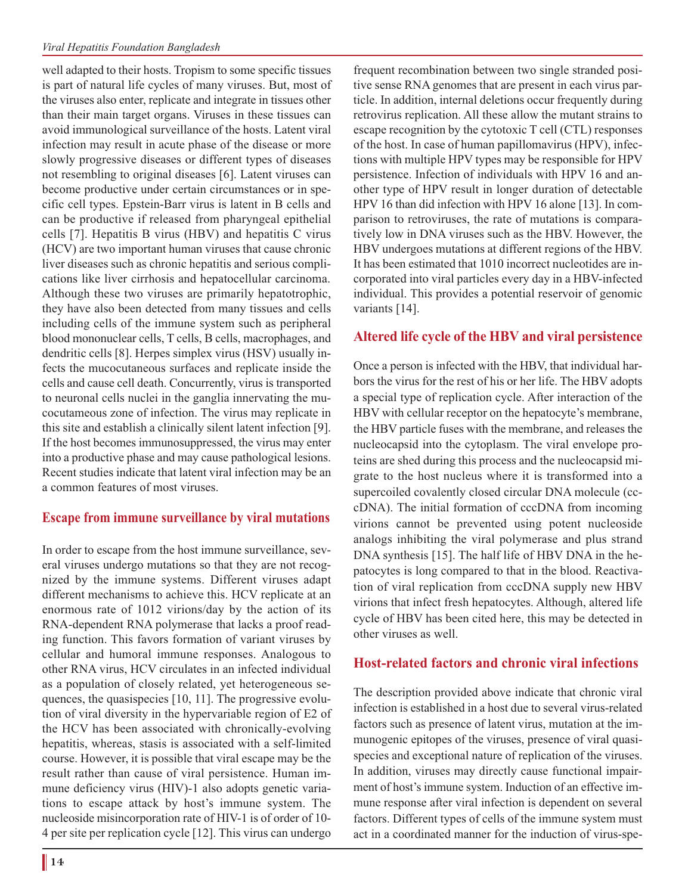well adapted to their hosts. Tropism to some specific tissues is part of natural life cycles of many viruses. But, most of the viruses also enter, replicate and integrate in tissues other than their main target organs. Viruses in these tissues can avoid immunological surveillance of the hosts. Latent viral infection may result in acute phase of the disease or more slowly progressive diseases or different types of diseases not resembling to original diseases [6]. Latent viruses can become productive under certain circumstances or in specific cell types. Epstein-Barr virus is latent in B cells and can be productive if released from pharyngeal epithelial cells [7]. Hepatitis B virus (HBV) and hepatitis C virus (HCV) are two important human viruses that cause chronic liver diseases such as chronic hepatitis and serious complications like liver cirrhosis and hepatocellular carcinoma. Although these two viruses are primarily hepatotrophic, they have also been detected from many tissues and cells including cells of the immune system such as peripheral blood mononuclear cells, T cells, B cells, macrophages, and dendritic cells [8]. Herpes simplex virus (HSV) usually infects the mucocutaneous surfaces and replicate inside the cells and cause cell death. Concurrently, virus is transported to neuronal cells nuclei in the ganglia innervating the mucocutameous zone of infection. The virus may replicate in this site and establish a clinically silent latent infection [9]. If the host becomes immunosuppressed, the virus may enter into a productive phase and may cause pathological lesions. Recent studies indicate that latent viral infection may be an a common features of most viruses.

## Escape from immune surveillance by viral mutations

In order to escape from the host immune surveillance, several viruses undergo mutations so that they are not recognized by the immune systems. Different viruses adapt different mechanisms to achieve this. HCV replicate at an enormous rate of 1012 virions/day by the action of its RNA-dependent RNA polymerase that lacks a proof reading function. This favors formation of variant viruses by cellular and humoral immune responses. Analogous to other RNA virus, HCV circulates in an infected individual as a population of closely related, yet heterogeneous sequences, the quasispecies [10, 11]. The progressive evolution of viral diversity in the hypervariable region of E2 of the HCV has been associated with chronically-evolving hepatitis, whereas, stasis is associated with a self-limited course. However, it is possible that viral escape may be the result rather than cause of viral persistence. Human immune deficiency virus (HIV)-1 also adopts genetic variations to escape attack by host's immune system. The nucleoside misincorporation rate of HIV-1 is of order of 10-4 per site per replication cycle [12]. This virus can undergo frequent recombination between two single stranded positive sense RNA genomes that are present in each virus particle. In addition, internal deletions occur frequently during retrovirus replication. All these allow the mutant strains to escape recognition by the cytotoxic T cell (CTL) responses of the host. In case of human papillomavirus (HPV), infections with multiple HPV types may be responsible for HPV persistence. Infection of individuals with HPV 16 and another type of HPV result in longer duration of detectable HPV 16 than did infection with HPV 16 alone [13]. In comparison to retroviruses, the rate of mutations is comparatively low in DNA viruses such as the HBV. However, the HBV undergoes mutations at different regions of the HBV. It has been estimated that 1010 incorrect nucleotides are incorporated into viral particles every day in a HBV-infected individual. This provides a potential reservoir of genomic variants [14].

## Altered life cycle of the HBV and viral persistence

Once a person is infected with the HBV, that individual harbors the virus for the rest of his or her life. The HBV adopts a special type of replication cycle. After interaction of the HBV with cellular receptor on the hepatocyte's membrane, the HBV particle fuses with the membrane, and releases the nucleocapsid into the cytoplasm. The viral envelope proteins are shed during this process and the nucleocapsid migrate to the host nucleus where it is transformed into a supercoiled covalently closed circular DNA molecule (cccDNA). The initial formation of cccDNA from incoming virions cannot be prevented using potent nucleoside analogs inhibiting the viral polymerase and plus strand DNA synthesis [15]. The half life of HBV DNA in the hepatocytes is long compared to that in the blood. Reactivation of viral replication from cccDNA supply new HBV virions that infect fresh hepatocytes. Although, altered life cycle of HBV has been cited here, this may be detected in other viruses as well.

## Host-related factors and chronic viral infections

The description provided above indicate that chronic viral infection is established in a host due to several virus-related factors such as presence of latent virus, mutation at the immunogenic epitopes of the viruses, presence of viral quasispecies and exceptional nature of replication of the viruses. In addition, viruses may directly cause functional impairment of host's immune system. Induction of an effective immune response after viral infection is dependent on several factors. Different types of cells of the immune system must act in a coordinated manner for the induction of virus-spe-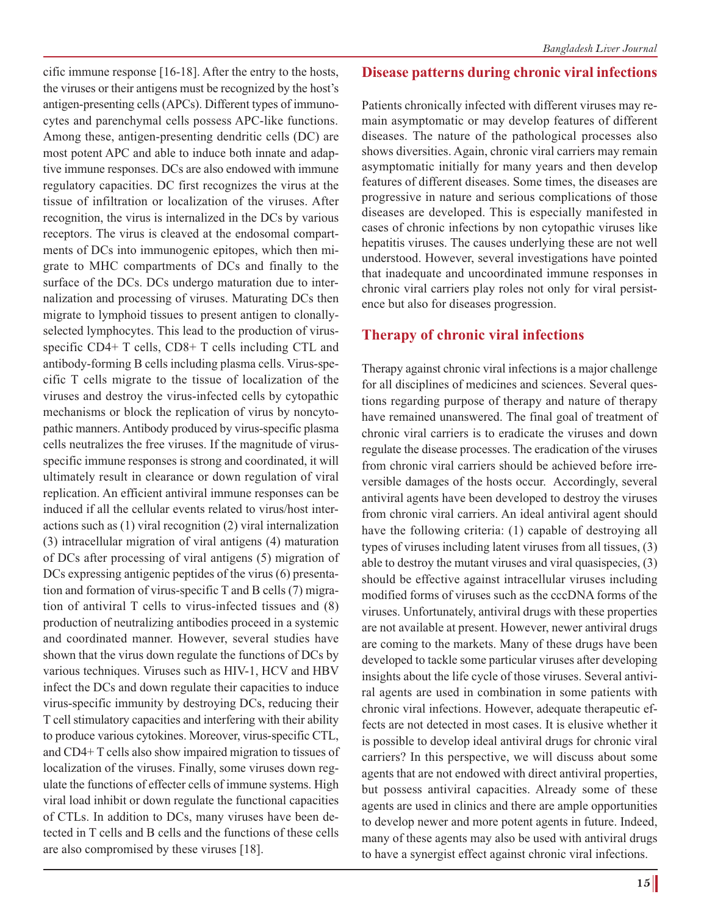cific immune response [16-18]. After the entry to the hosts, the viruses or their antigens must be recognized by the host's antigen-presenting cells (APCs). Different types of immunocytes and parenchymal cells possess APC-like functions. Among these, antigen-presenting dendritic cells (DC) are most potent APC and able to induce both innate and adaptive immune responses. DCs are also endowed with immune regulatory capacities. DC first recognizes the virus at the tissue of infiltration or localization of the viruses. After recognition, the virus is internalized in the DCs by various receptors. The virus is cleaved at the endosomal compartments of DCs into immunogenic epitopes, which then migrate to MHC compartments of DCs and finally to the surface of the DCs. DCs undergo maturation due to internalization and processing of viruses. Maturating DCs then migrate to lymphoid tissues to present antigen to clonally-selected lymphocytes. This lead to the production of virus-specific CD4+ T cells, CD8+ T cells including CTL and antibody-forming B cells including plasma cells. Virus-specific T cells migrate to the tissue of localization of the viruses and destroy the virus-infected cells by cytopathic mechanisms or block the replication of virus by noncytopathic manners. Antibody produced by virus-specific plasma cells neutralizes the free viruses. If the magnitude of virus-specific immune responses is strong and coordinated, it will ultimately result in clearance or down regulation of viral replication. An efficient antiviral immune responses can be induced if all the cellular events related to virus/host interactions such as (1) viral recognition (2) viral internalization (3) intracellular migration of viral antigens (4) maturation of DCs after processing of viral antigens (5) migration of DCs expressing antigenic peptides of the virus (6) presentation and formation of virus-specific T and B cells (7) migration of antiviral T cells to virus-infected tissues and (8) production of neutralizing antibodies proceed in a systemic and coordinated manner. However, several studies have shown that the virus down regulate the functions of DCs by various techniques. Viruses such as HIV-1, HCV and HBV infect the DCs and down regulate their capacities to induce virus-specific immunity by destroying DCs, reducing their T cell stimulatory capacities and interfering with their ability to produce various cytokines. Moreover, virus-specific CTL, and CD4+ T cells also show impaired migration to tissues of localization of the viruses. Finally, some viruses down regulate the functions of effecter cells of immune systems. High viral load inhibit or down regulate the functional capacities of CTLs. In addition to DCs, many viruses have been detected in T cells and B cells and the functions of these cells are also compromised by these viruses [18].

## Disease patterns during chronic viral infections

Patients chronically infected with different viruses may remain asymptomatic or may develop features of different diseases. The nature of the pathological processes also shows diversities. Again, chronic viral carriers may remain asymptomatic initially for many years and then develop features of different diseases. Some times, the diseases are progressive in nature and serious complications of those diseases are developed. This is especially manifested in cases of chronic infections by non cytopathic viruses like hepatitis viruses. The causes underlying these are not well understood. However, several investigations have pointed that inadequate and uncoordinated immune responses in chronic viral carriers play roles not only for viral persistence but also for diseases progression.

## Therapy of chronic viral infections

Therapy against chronic viral infections is a major challenge for all disciplines of medicines and sciences. Several questions regarding purpose of therapy and nature of therapy have remained unanswered. The final goal of treatment of chronic viral carriers is to eradicate the viruses and down regulate the disease processes. The eradication of the viruses from chronic viral carriers should be achieved before irreversible damages of the hosts occur. Accordingly, several antiviral agents have been developed to destroy the viruses from chronic viral carriers. An ideal antiviral agent should have the following criteria: (1) capable of destroying all types of viruses including latent viruses from all tissues, (3) able to destroy the mutant viruses and viral quasispecies, (3) should be effective against intracellular viruses including modified forms of viruses such as the cccDNA forms of the viruses. Unfortunately, antiviral drugs with these properties are not available at present. However, newer antiviral drugs are coming to the markets. Many of these drugs have been developed to tackle some particular viruses after developing insights about the life cycle of those viruses. Several antiviral agents are used in combination in some patients with chronic viral infections. However, adequate therapeutic effects are not detected in most cases. It is elusive whether it is possible to develop ideal antiviral drugs for chronic viral carriers? In this perspective, we will discuss about some agents that are not endowed with direct antiviral properties, but possess antiviral capacities. Already some of these agents are used in clinics and there are ample opportunities to develop newer and more potent agents in future. Indeed, many of these agents may also be used with antiviral drugs to have a synergist effect against chronic viral infections.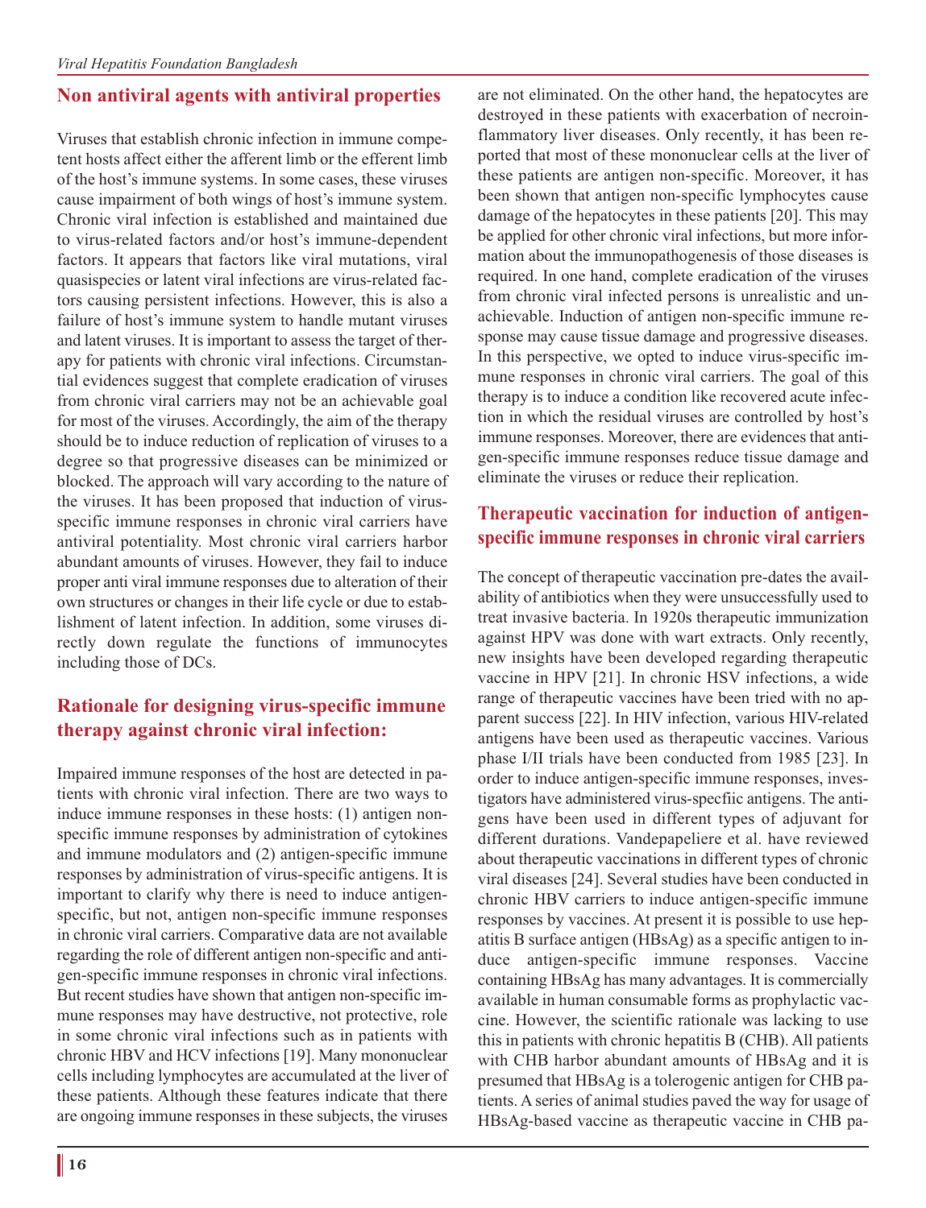## Non antiviral agents with antiviral properties

Viruses that establish chronic infection in immune competent hosts affect either the afferent limb or the efferent limb of the host's immune systems. In some cases, these viruses cause impairment of both wings of host's immune system. Chronic viral infection is established and maintained due to virus-related factors and/or host's immune-dependent factors. It appears that factors like viral mutations, viral quasispecies or latent viral infections are virus-related factors causing persistent infections. However, this is also a failure of host's immune system to handle mutant viruses and latent viruses. It is important to assess the target of therapy for patients with chronic viral infections. Circumstantial evidences suggest that complete eradication of viruses from chronic viral carriers may not be an achievable goal for most of the viruses. Accordingly, the aim of the therapy should be to induce reduction of replication of viruses to a degree so that progressive diseases can be minimized or blocked. The approach will vary according to the nature of the viruses. It has been proposed that induction of virus-specific immune responses in chronic viral carriers have antiviral potentiality. Most chronic viral carriers harbor abundant amounts of viruses. However, they fail to induce proper anti viral immune responses due to alteration of their own structures or changes in their life cycle or due to establishment of latent infection. In addition, some viruses directly down regulate the functions of immunocytes including those of DCs.

## Rationale for designing virus-specific immune therapy against chronic viral infection:

Impaired immune responses of the host are detected in patients with chronic viral infection. There are two ways to induce immune responses in these hosts: (1) antigen non-specific immune responses by administration of cytokines and immune modulators and (2) antigen-specific immune responses by administration of virus-specific antigens. It is important to clarify why there is need to induce antigen-specific, but not, antigen non-specific immune responses in chronic viral carriers. Comparative data are not available regarding the role of different antigen non-specific and antigen-specific immune responses in chronic viral infections. But recent studies have shown that antigen non-specific immune responses may have destructive, not protective, role in some chronic viral infections such as in patients with chronic HBV and HCV infections [19]. Many mononuclear cells including lymphocytes are accumulated at the liver of these patients. Although these features indicate that there are ongoing immune responses in these subjects, the viruses are not eliminated. On the other hand, the hepatocytes are destroyed in these patients with exacerbation of necroinflammatory liver diseases. Only recently, it has been reported that most of these mononuclear cells at the liver of these patients are antigen non-specific. Moreover, it has been shown that antigen non-specific lymphocytes cause damage of the hepatocytes in these patients [20]. This may be applied for other chronic viral infections, but more information about the immunopathogenesis of those diseases is required. In one hand, complete eradication of the viruses from chronic viral infected persons is unrealistic and unachievable. Induction of antigen non-specific immune response may cause tissue damage and progressive diseases. In this perspective, we opted to induce virus-specific immune responses in chronic viral carriers. The goal of this therapy is to induce a condition like recovered acute infection in which the residual viruses are controlled by host's immune responses. Moreover, there are evidences that antigen-specific immune responses reduce tissue damage and eliminate the viruses or reduce their replication.

## Therapeutic vaccination for induction of antigen-specific immune responses in chronic viral carriers

The concept of therapeutic vaccination pre-dates the availability of antibiotics when they were unsuccessfully used to treat invasive bacteria. In 1920s therapeutic immunization against HPV was done with wart extracts. Only recently, new insights have been developed regarding therapeutic vaccine in HPV [21]. In chronic HSV infections, a wide range of therapeutic vaccines have been tried with no apparent success [22]. In HIV infection, various HIV-related antigens have been used as therapeutic vaccines. Various phase I/II trials have been conducted from 1985 [23]. In order to induce antigen-specific immune responses, investigators have administered virus-specfiic antigens. The antigens have been used in different types of adjuvant for different durations. Vandepapeliere et al. have reviewed about therapeutic vaccinations in different types of chronic viral diseases [24]. Several studies have been conducted in chronic HBV carriers to induce antigen-specific immune responses by vaccines. At present it is possible to use hepatitis B surface antigen (HBsAg) as a specific antigen to induce antigen-specific immune responses. Vaccine containing HBsAg has many advantages. It is commercially available in human consumable forms as prophylactic vaccine. However, the scientific rationale was lacking to use this in patients with chronic hepatitis B (CHB). All patients with CHB harbor abundant amounts of HBsAg and it is presumed that HBsAg is a tolerogenic antigen for CHB patients. A series of animal studies paved the way for usage of HBsAg-based vaccine as therapeutic vaccine in CHB pa-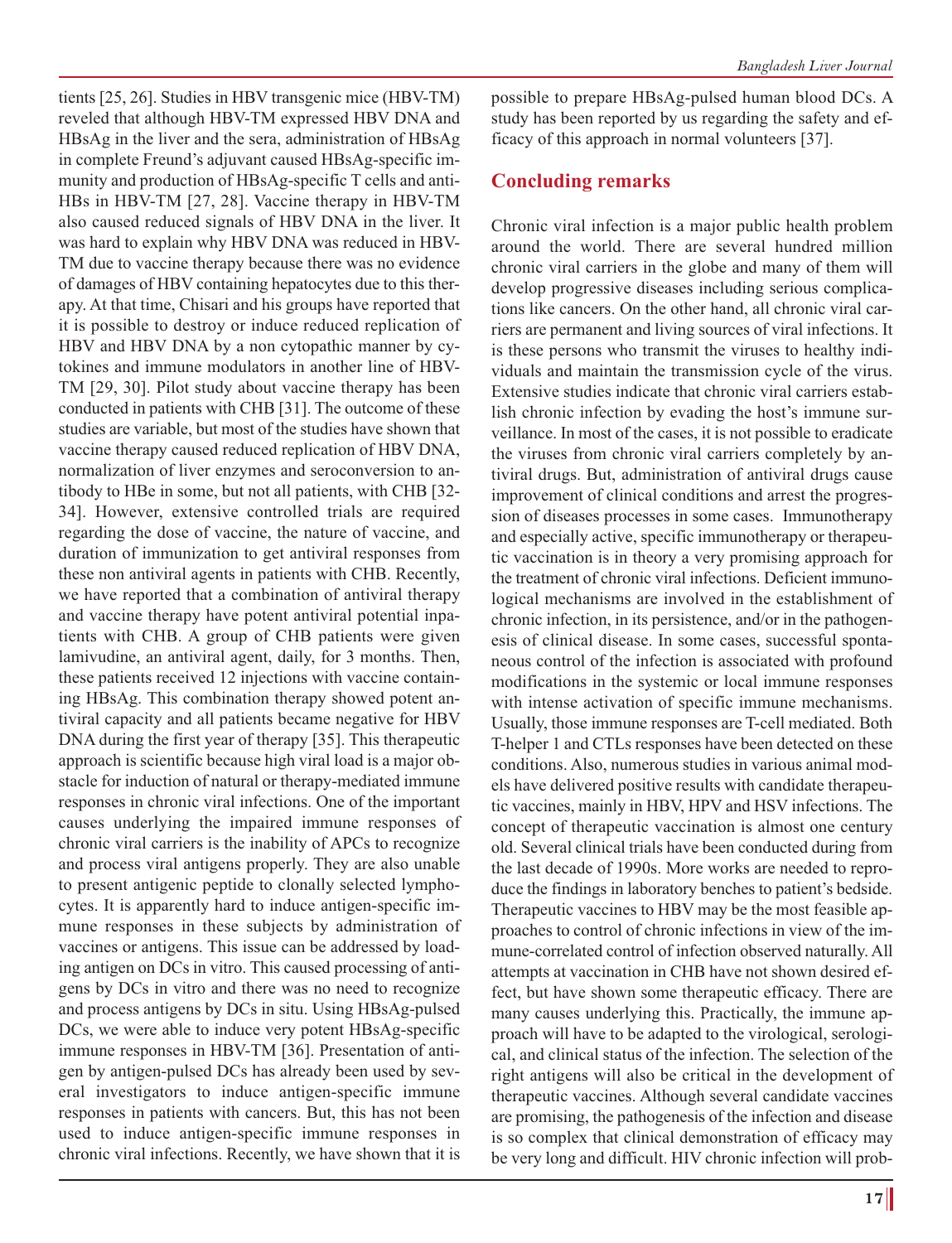tients [25, 26]. Studies in HBV transgenic mice (HBV-TM) revealed that although HBV-TM expressed HBV DNA and HBsAg in the liver and the sera, administration of HBsAg in complete Freund's adjuvant caused HBsAg-specific immunity and production of HBsAg-specific T cells and anti-HBs in HBV-TM [27, 28]. Vaccine therapy in HBV-TM also caused reduced signals of HBV DNA in the liver. It was hard to explain why HBV DNA was reduced in HBV-TM due to vaccine therapy because there was no evidence of damages of HBV containing hepatocytes due to this therapy. At that time, Chisari and his groups have reported that it is possible to destroy or induce reduced replication of HBV and HBV DNA by a non cytopathic manner by cytokines and immune modulators in another line of HBV-TM [29, 30]. Pilot study about vaccine therapy has been conducted in patients with CHB [31]. The outcome of these studies are variable, but most of the studies have shown that vaccine therapy caused reduced replication of HBV DNA, normalization of liver enzymes and seroconversion to antibody to HBe in some, but not all patients, with CHB [32-34]. However, extensive controlled trials are required regarding the dose of vaccine, the nature of vaccine, and duration of immunization to get antiviral responses from these non antiviral agents in patients with CHB. Recently, we have reported that a combination of antiviral therapy and vaccine therapy have potent antiviral potential inpatients with CHB. A group of CHB patients were given lamivudine, an antiviral agent, daily, for 3 months. Then, these patients received 12 injections with vaccine containing HBsAg. This combination therapy showed potent antiviral capacity and all patients became negative for HBV DNA during the first year of therapy [35]. This therapeutic approach is scientific because high viral load is a major obstacle for induction of natural or therapy-mediated immune responses in chronic viral infections. One of the important causes underlying the impaired immune responses of chronic viral carriers is the inability of APCs to recognize and process viral antigens properly. They are also unable to present antigenic peptide to clonally selected lymphocytes. It is apparently hard to induce antigen-specific immune responses in these subjects by administration of vaccines or antigens. This issue can be addressed by loading antigen on DCs in vitro. This caused processing of antigens by DCs in vitro and there was no need to recognize and process antigens by DCs in situ. Using HBsAg-pulsed DCs, we were able to induce very potent HBsAg-specific immune responses in HBV-TM [36]. Presentation of antigen by antigen-pulsed DCs has already been used by several investigators to induce antigen-specific immune responses in patients with cancers. But, this has not been used to induce antigen-specific immune responses in chronic viral infections. Recently, we have shown that it is possible to prepare HBsAg-pulsed human blood DCs. A study has been reported by us regarding the safety and efficacy of this approach in normal volunteers [37].

## Concluding remarks

Chronic viral infection is a major public health problem around the world. There are several hundred million chronic viral carriers in the globe and many of them will develop progressive diseases including serious complications like cancers. On the other hand, all chronic viral carriers are permanent and living sources of viral infections. It is these persons who transmit the viruses to healthy individuals and maintain the transmission cycle of the virus. Extensive studies indicate that chronic viral carriers establish chronic infection by evading the host's immune surveillance. In most of the cases, it is not possible to eradicate the viruses from chronic viral carriers completely by antiviral drugs. But, administration of antiviral drugs cause improvement of clinical conditions and arrest the progression of diseases processes in some cases. Immunotherapy and especially active, specific immunotherapy or therapeutic vaccination is in theory a very promising approach for the treatment of chronic viral infections. Deficient immunological mechanisms are involved in the establishment of chronic infection, in its persistence, and/or in the pathogenesis of clinical disease. In some cases, successful spontaneous control of the infection is associated with profound modifications in the systemic or local immune responses with intense activation of specific immune mechanisms. Usually, those immune responses are T-cell mediated. Both T-helper 1 and CTLs responses have been detected on these conditions. Also, numerous studies in various animal models have delivered positive results with candidate therapeutic vaccines, mainly in HBV, HPV and HSV infections. The concept of therapeutic vaccination is almost one century old. Several clinical trials have been conducted during from the last decade of 1990s. More works are needed to reproduce the findings in laboratory benches to patient's bedside. Therapeutic vaccines to HBV may be the most feasible approaches to control of chronic infections in view of the immune-correlated control of infection observed naturally. All attempts at vaccination in CHB have not shown desired effect, but have shown some therapeutic efficacy. There are many causes underlying this. Practically, the immune approach will have to be adapted to the virological, serological, and clinical status of the infection. The selection of the right antigens will also be critical in the development of therapeutic vaccines. Although several candidate vaccines are promising, the pathogenesis of the infection and disease is so complex that clinical demonstration of efficacy may be very long and difficult. HIV chronic infection will prob-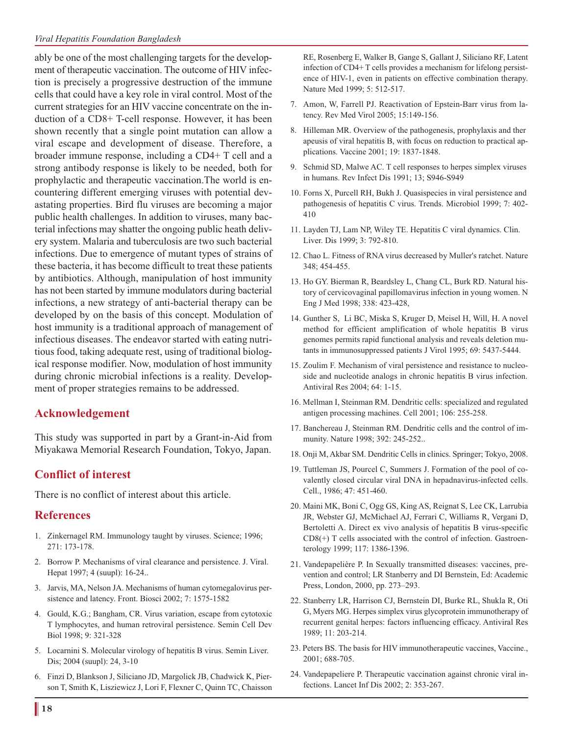ably be one of the most challenging targets for the development of therapeutic vaccination. The outcome of HIV infection is precisely a progressive destruction of the immune cells that could have a key role in viral control. Most of the current strategies for an HIV vaccine concentrate on the induction of a CD8+ T-cell response. However, it has been shown recently that a single point mutation can allow a viral escape and development of disease. Therefore, a broader immune response, including a CD4+ T cell and a strong antibody response is likely to be needed, both for prophylactic and therapeutic vaccination.The world is encountering different emerging viruses with potential devastating properties. Bird flu viruses are becoming a major public health challenges. In addition to viruses, many bacterial infections may shatter the ongoing public heath delivery system. Malaria and tuberculosis are two such bacterial infections. Due to emergence of mutant types of strains of these bacteria, it has become difficult to treat these patients by antibiotics. Although, manipulation of host immunity has not been started by immune modulators during bacterial infections, a new strategy of anti-bacterial therapy can be developed by on the basis of this concept. Modulation of host immunity is a traditional approach of management of infectious diseases. The endeavor started with eating nutritious food, taking adequate rest, using of traditional biological response modifier. Now, modulation of host immunity during chronic microbial infections is a reality. Development of proper strategies remains to be addressed.

## Acknowledgement

This study was supported in part by a Grant-in-Aid from Miyakawa Memorial Research Foundation, Tokyo, Japan.

## Conflict of interest

There is no conflict of interest about this article.

## References

1. Zinkernagel RM. Immunology taught by viruses. Science; 1996; 271: 173-178.
2. Borrow P. Mechanisms of viral clearance and persistence. J. Viral. Hepat 1997; 4 (suupl): 16-24..
3. Jarvis, MA, Nelson JA. Mechanisms of human cytomegalovirus persistence and latency. Front. Biosci 2002; 7: 1575-1582
4. Gould, K.G.; Bangham, CR. Virus variation, escape from cytotoxic T lymphocytes, and human retroviral persistence. Semin Cell Dev Biol 1998; 9: 321-328
5. Locarnini S. Molecular virology of hepatitis B virus. Semin Liver. Dis; 2004 (suupl): 24, 3-10
6. Finzi D, Blankson J, Siliciano JD, Margolick JB, Chadwick K, Pierson T, Smith K, Lisziewicz J, Lori F, Flexner C, Quinn TC, Chaisson RE, Rosenberg E, Walker B, Gange S, Gallant J, Siliciano RF, Latent infection of CD4+ T cells provides a mechanism for lifelong persistence of HIV-1, even in patients on effective combination therapy. Nature Med 1999; 5: 512-517.
7. Amon, W, Farrell PJ. Reactivation of Epstein-Barr virus from latency. Rev Med Virol 2005; 15:149-156.
8. Hilleman MR. Overview of the pathogenesis, prophylaxis and ther apeusis of viral hepatitis B, with focus on reduction to practical applications. Vaccine 2001; 19: 1837-1848.
9. Schmid SD, Malwe AC. T cell responses to herpes simplex viruses in humans. Rev Infect Dis 1991; 13; S946-S949
10. Forns X, Purcell RH, Bukh J. Quasispecies in viral persistence and pathogenesis of hepatitis C virus. Trends. Microbiol 1999; 7: 402-410
11. Layden TJ, Lam NP, Wiley TE. Hepatitis C viral dynamics. Clin. Liver. Dis 1999; 3: 792-810.
12. Chao L. Fitness of RNA virus decreased by Muller's ratchet. Nature 348; 454-455.
13. Ho GY. Bierman R, Beardsley L, Chang CL, Burk RD. Natural history of cervicovaginal papillomavirus infection in young women. N Eng J Med 1998; 338: 423-428,
14. Gunther S, Li BC, Miska S, Kruger D, Meisel H, Will, H. A novel method for efficient amplification of whole hepatitis B virus genomes permits rapid functional analysis and reveals deletion mutants in immunosuppressed patients J Virol 1995; 69: 5437-5444.
15. Zoulim F. Mechanism of viral persistence and resistance to nucleoside and nucleotide analogs in chronic hepatitis B virus infection. Antiviral Res 2004; 64: 1-15.
16. Mellman I, Steinman RM. Dendritic cells: specialized and regulated antigen processing machines. Cell 2001; 106: 255-258.
17. Banchereau J, Steinman RM. Dendritic cells and the control of immunity. Nature 1998; 392: 245-252..
18. Onji M, Akbar SM. Dendritic Cells in clinics. Springer; Tokyo, 2008.
19. Tuttleman JS, Pourcel C, Summers J. Formation of the pool of covalently closed circular viral DNA in hepadnavirus-infected cells. Cell., 1986; 47: 451-460.
20. Maini MK, Boni C, Ogg GS, King AS, Reignat S, Lee CK, Larrubia JR, Webster GJ, McMichael AJ, Ferrari C, Williams R, Vergani D, Bertoletti A. Direct ex vivo analysis of hepatitis B virus-specific CD8(+) T cells associated with the control of infection. Gastroenterology 1999; 117: 1386-1396.
21. Vandepapelière P. In Sexually transmitted diseases: vaccines, prevention and control; LR Stanberry and DI Bernstein, Ed: Academic Press, London, 2000, pp. 273–293.
22. Stanberry LR, Harrison CJ, Bernstein DI, Burke RL, Shukla R, Oti G, Myers MG. Herpes simplex virus glycoprotein immunotherapy of recurrent genital herpes: factors influencing efficacy. Antiviral Res 1989; 11: 203-214.
23. Peters BS. The basis for HIV immunotherapeutic vaccines, Vaccine., 2001; 688-705.
24. Vandepapeliere P. Therapeutic vaccination against chronic viral infections. Lancet Inf Dis 2002; 2: 353-267.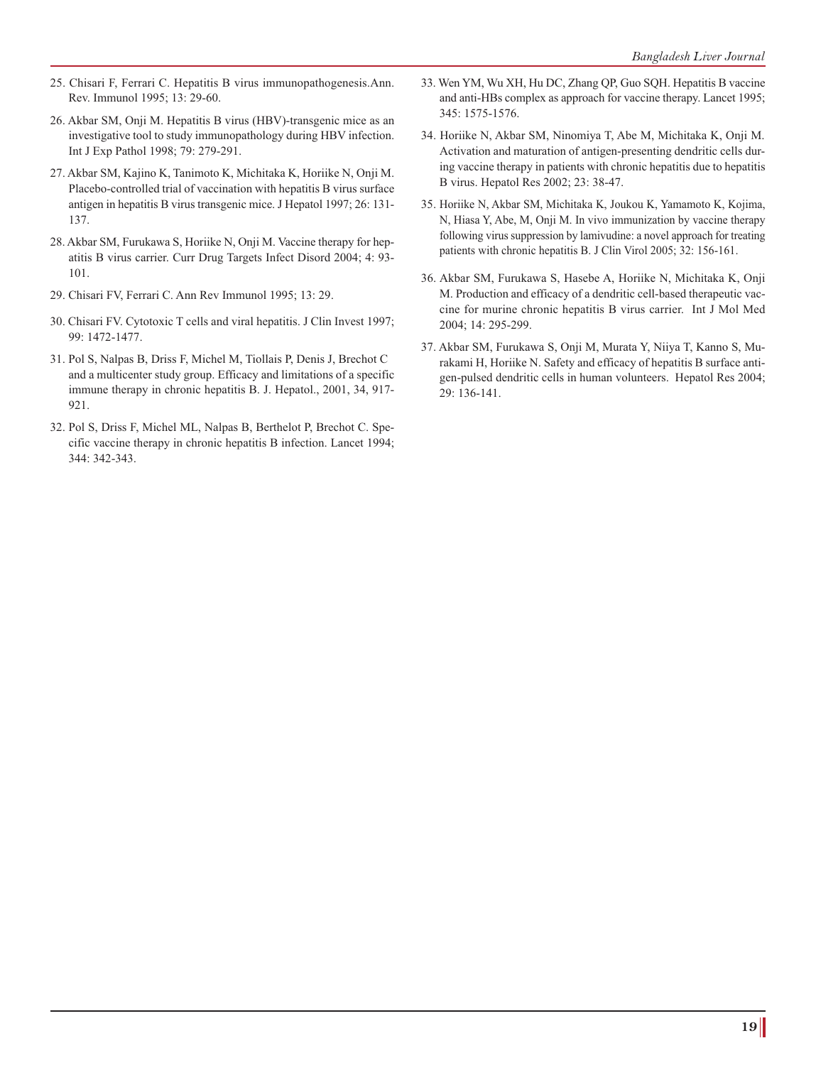25. Chisari F, Ferrari C. Hepatitis B virus immunopathogenesis.Ann. Rev. Immunol 1995; 13: 29-60.

26. Akbar SM, Onji M. Hepatitis B virus (HBV)-transgenic mice as an investigative tool to study immunopathology during HBV infection. Int J Exp Pathol 1998; 79: 279-291.

27. Akbar SM, Kajino K, Tanimoto K, Michitaka K, Horiike N, Onji M. Placebo-controlled trial of vaccination with hepatitis B virus surface antigen in hepatitis B virus transgenic mice. J Hepatol 1997; 26: 131-137.

28. Akbar SM, Furukawa S, Horiike N, Onji M. Vaccine therapy for hepatitis B virus carrier. Curr Drug Targets Infect Disord 2004; 4: 93-101.

29. Chisari FV, Ferrari C. Ann Rev Immunol 1995; 13: 29.

30. Chisari FV. Cytotoxic T cells and viral hepatitis. J Clin Invest 1997; 99: 1472-1477.

31. Pol S, Nalpas B, Driss F, Michel M, Tiollais P, Denis J, Brechot C and a multicenter study group. Efficacy and limitations of a specific immune therapy in chronic hepatitis B. J. Hepatol., 2001, 34, 917-921.

32. Pol S, Driss F, Michel ML, Nalpas B, Berthelot P, Brechot C. Specific vaccine therapy in chronic hepatitis B infection. Lancet 1994; 344: 342-343.

33. Wen YM, Wu XH, Hu DC, Zhang QP, Guo SQH. Hepatitis B vaccine and anti-HBs complex as approach for vaccine therapy. Lancet 1995; 345: 1575-1576.

34. Horiike N, Akbar SM, Ninomiya T, Abe M, Michitaka K, Onji M. Activation and maturation of antigen-presenting dendritic cells during vaccine therapy in patients with chronic hepatitis due to hepatitis B virus. Hepatol Res 2002; 23: 38-47.

35. Horiike N, Akbar SM, Michitaka K, Joukou K, Yamamoto K, Kojima, N, Hiasa Y, Abe, M, Onji M. In vivo immunization by vaccine therapy following virus suppression by lamivudine: a novel approach for treating patients with chronic hepatitis B. J Clin Virol 2005; 32: 156-161.

36. Akbar SM, Furukawa S, Hasebe A, Horiike N, Michitaka K, Onji M. Production and efficacy of a dendritic cell-based therapeutic vaccine for murine chronic hepatitis B virus carrier. Int J Mol Med 2004; 14: 295-299.

37. Akbar SM, Furukawa S, Onji M, Murata Y, Niiya T, Kanno S, Murakami H, Horiike N. Safety and efficacy of hepatitis B surface antigen-pulsed dendritic cells in human volunteers. Hepatol Res 2004; 29: 136-141.